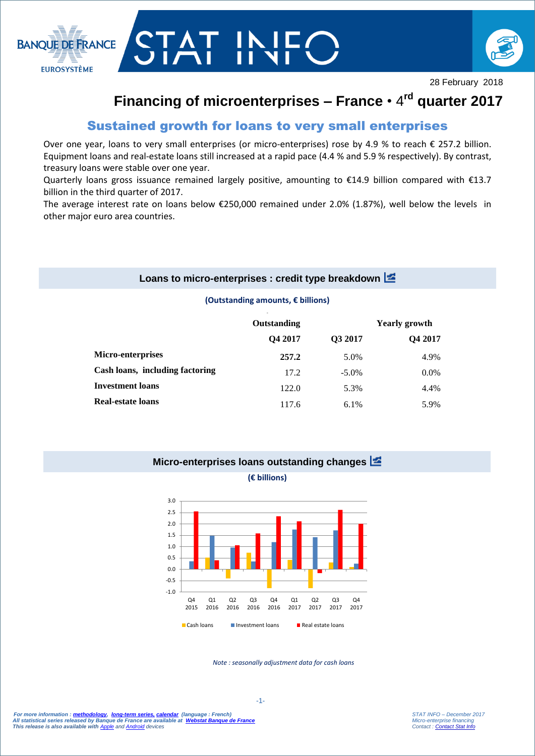28 February 2018

# Financing of microenterprises – France • 4rd quarter 2017

## Sustained growth for loans to very small enterprises

Over one year, loans to very small enterprises (or micro-enterprises) rose by 4.9 % to reach € 257.2 billion. Equipment loans and real-estate loans still increased at a rapid pace (4.4 % and 5.9 % respectively). By contrast, treasury loans were stable over one year.

Quarterly loans gross issuance remained largely positive, amounting to €14.9 billion compared with €13.7 billion in the third quarter of 2017.

The average interest rate on loans below €250,000 remained under 2.0% (1.87%), well below the levels in other major euro area countries.

### Loans to micro-enterprises : credit type breakdown

**(Outstanding amounts, € billions)**

| | Outstanding | Yearly growth | |
|---|---|---|---|
| | Q4 2017 | Q3 2017 | Q4 2017 |
| **Micro-enterprises** | **257.2** | 5.0% | 4.9% |
| **Cash loans, including factoring** | 17.2 | -5.0% | 0.0% |
| **Investment loans** | 122.0 | 5.3% | 4.4% |
| **Real-estate loans** | 117.6 | 6.1% | 5.9% |

### Micro-enterprises loans outstanding changes

**(€ billions)**

| | Cash loans | Investment loans | Real estate loans |
|---|---|---|---|
| Q4 2015 | 0.0 | 0.35 | 2.55 |
| Q1 2016 | 0.5 | 1.5 | 0.4 |
| Q2 2016 | -0.4 | 0.95 | 1.05 |
| Q3 2016 | 0.75 | 0.35 | 1.6 |
| Q4 2016 | -0.8 | 1.2 | 2.35 |
| Q1 2017 | 0.4 | 1.75 | 2.1 |
| Q2 2017 | -0.8 | 1.4 | -0.15 |
| Q3 2017 | 0.3 | 1.7 | 2.6 |
| Q4 2017 | 0.1 | 0.25 | 2.0 |

*Note : seasonally adjustment data for cash loans*

*For more information : methodology, long-term series, calendar (language : French)*
*All statistical series released by Banque de France are available at Webstat Banque de France*
*This release is also available with Apple and Android devices*

*STAT INFO – December 2017*
*Micro-enterprise financing*
*Contact : Contact Stat Info*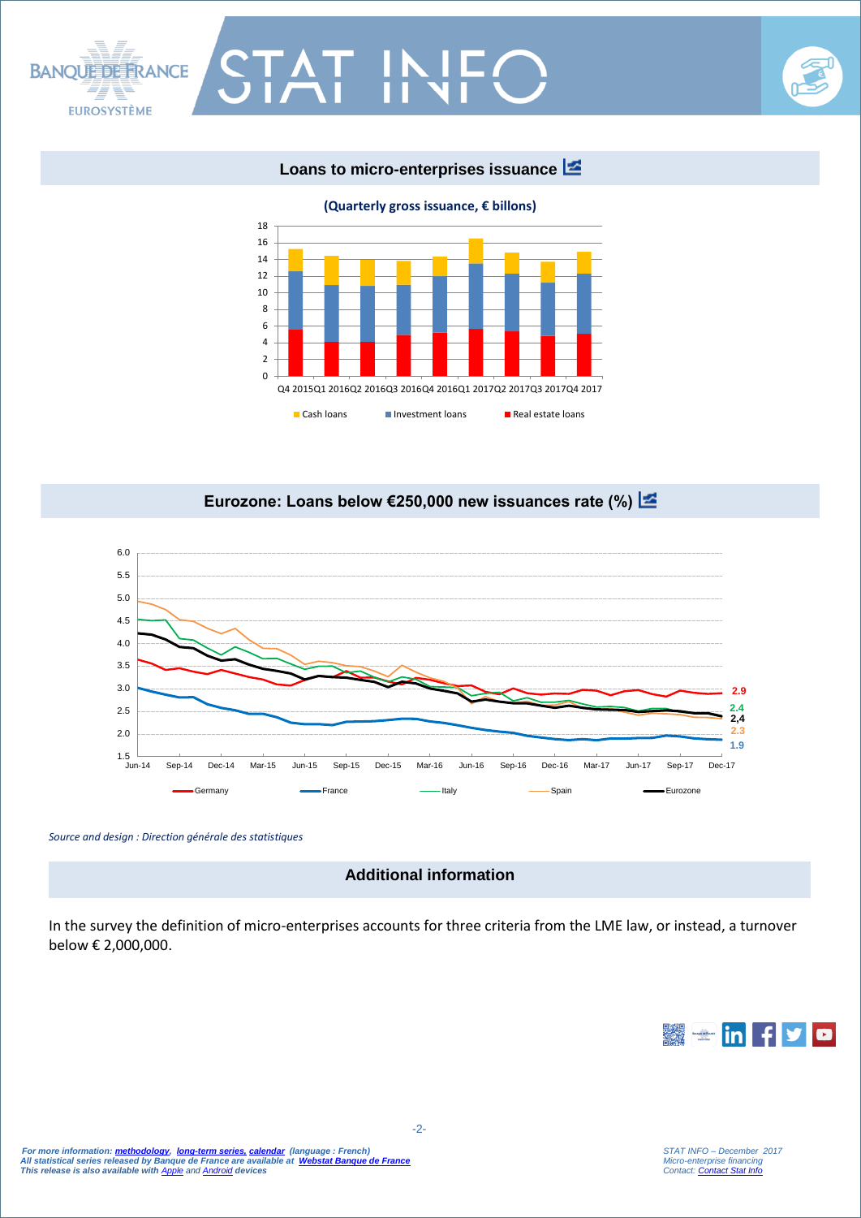## Loans to micro-enterprises issuance

(Quarterly gross issuance, € billons)

18
16
14
12
10
8
6
4
2
0

Q4 2015 Q1 2016 Q2 2016 Q3 2016 Q4 2016 Q1 2017 Q2 2017 Q3 2017 Q4 2017

Cash loans    Investment loans    Real estate loans

## Eurozone: Loans below €250,000 new issuances rate (%)

6.0
5.5
5.0
4.5
4.0
3.5
3.0
2.5
2.0
1.5

Jun-14 Sep-14 Dec-14 Mar-15 Jun-15 Sep-15 Dec-15 Mar-16 Jun-16 Sep-16 Dec-16 Mar-17 Jun-17 Sep-17 Dec-17

2.9
2.4
2,4
2.3
1.9

Germany    France    Italy    Spain    Eurozone

*Source and design : Direction générale des statistiques*

## Additional information

In the survey the definition of micro-enterprises accounts for three criteria from the LME law, or instead, a turnover below € 2,000,000.

*For more information: methodology, long-term series, calendar (language : French)*
*All statistical series released by Banque de France are available at Webstat Banque de France*
*This release is also available with Apple and Android devices*

*STAT INFO – December 2017*
*Micro-enterprise financing*
*Contact: Contact Stat Info*